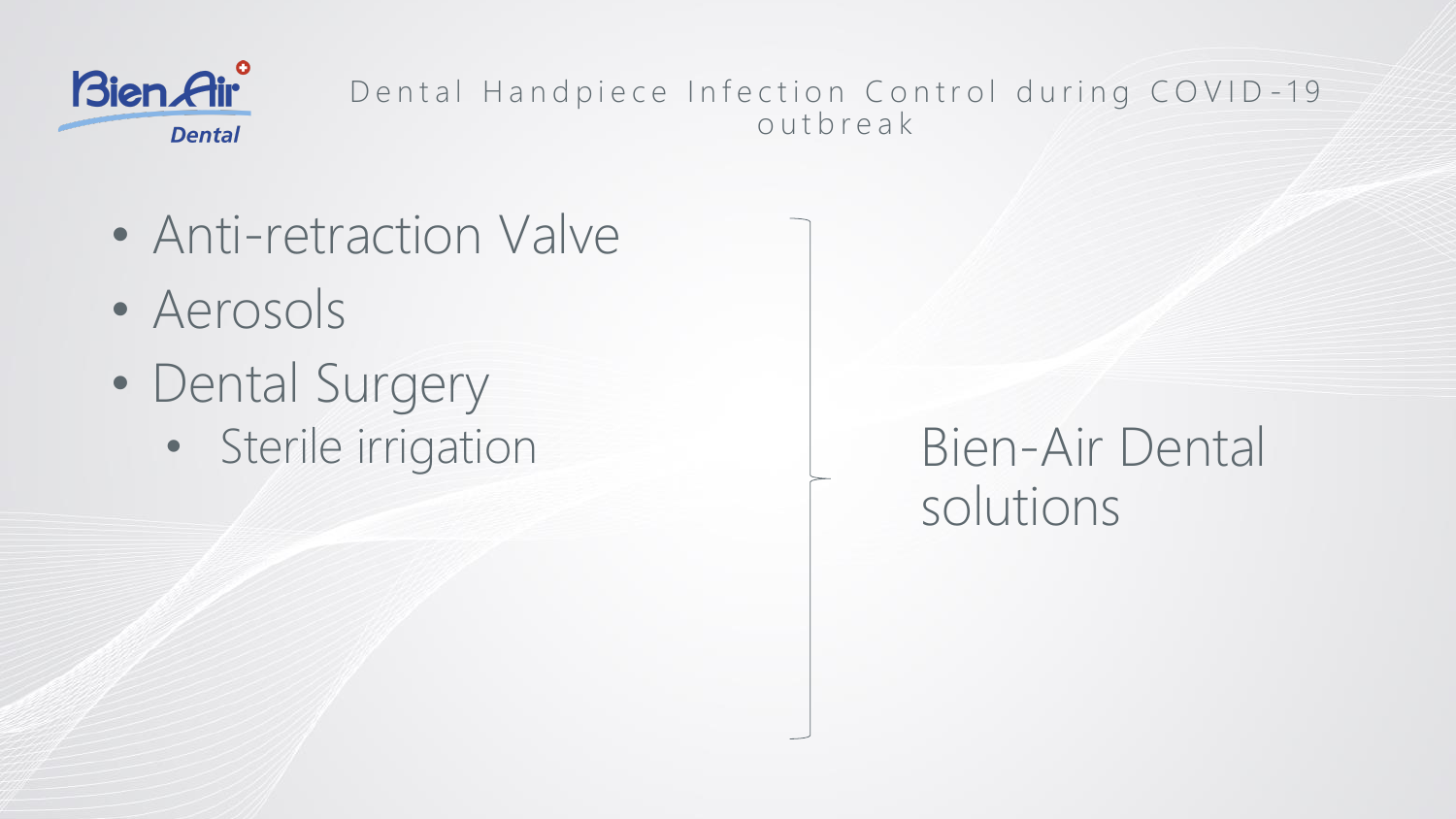Bien Air Dental

# Dental Handpiece Infection Control during COVID-19 outbreak

- Anti-retraction Valve
- Aerosols
- Dental Surgery
  - Sterile irrigation

Bien-Air Dental solutions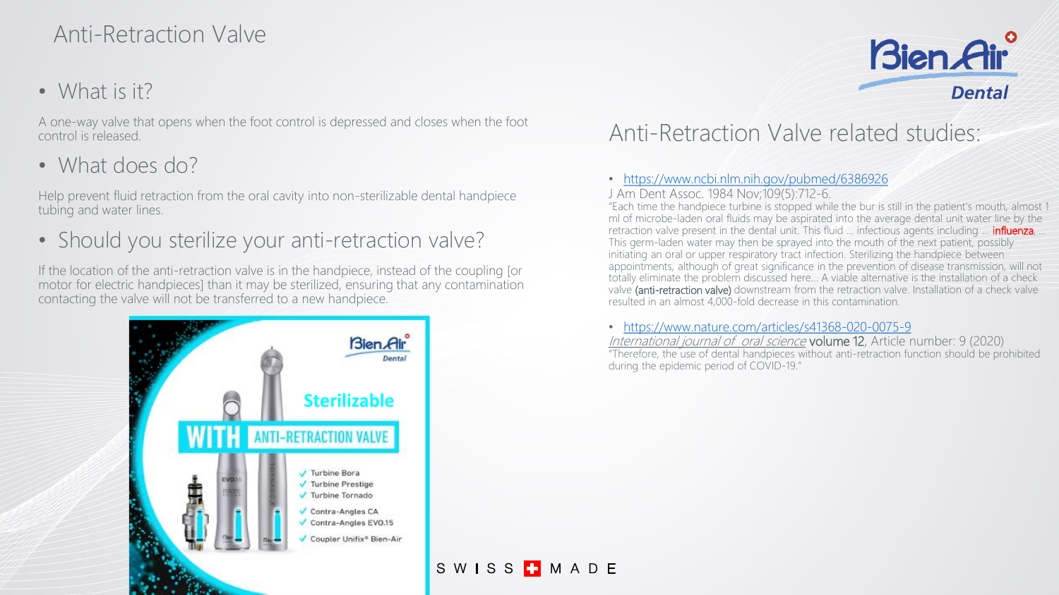# Anti-Retraction Valve

- What is it?

A one-way valve that opens when the foot control is depressed and closes when the foot control is released.

- What does do?

Help prevent fluid retraction from the oral cavity into non-sterilizable dental handpiece tubing and water lines.

- Should you sterilize your anti-retraction valve?

If the location of the anti-retraction valve is in the handpiece, instead of the coupling [or motor for electric handpieces] than it may be sterilized, ensuring that any contamination contacting the valve will not be transferred to a new handpiece.

## Anti-Retraction Valve related studies:

- https://www.ncbi.nlm.nih.gov/pubmed/6386926

J Am Dent Assoc. 1984 Nov;109(5):712-6.
"Each time the handpiece turbine is stopped while the bur is still in the patient's mouth, almost 1 ml of microbe-laden oral fluids may be aspirated into the average dental unit water line by the retraction valve present in the dental unit. This fluid ... infectious agents including ... influenza, ... This germ-laden water may then be sprayed into the mouth of the next patient, possibly initiating an oral or upper respiratory tract infection. Sterilizing the handpiece between appointments, although of great significance in the prevention of disease transmission, will not totally eliminate the problem discussed here... A viable alternative is the installation of a check valve (anti-retraction valve) downstream from the retraction valve. Installation of a check valve resulted in an almost 4,000-fold decrease in this contamination.

- https://www.nature.com/articles/s41368-020-0075-9

*International journal of oral science* volume 12, Article number: 9 (2020)
"Therefore, the use of dental handpieces without anti-retraction function should be prohibited during the epidemic period of COVID-19."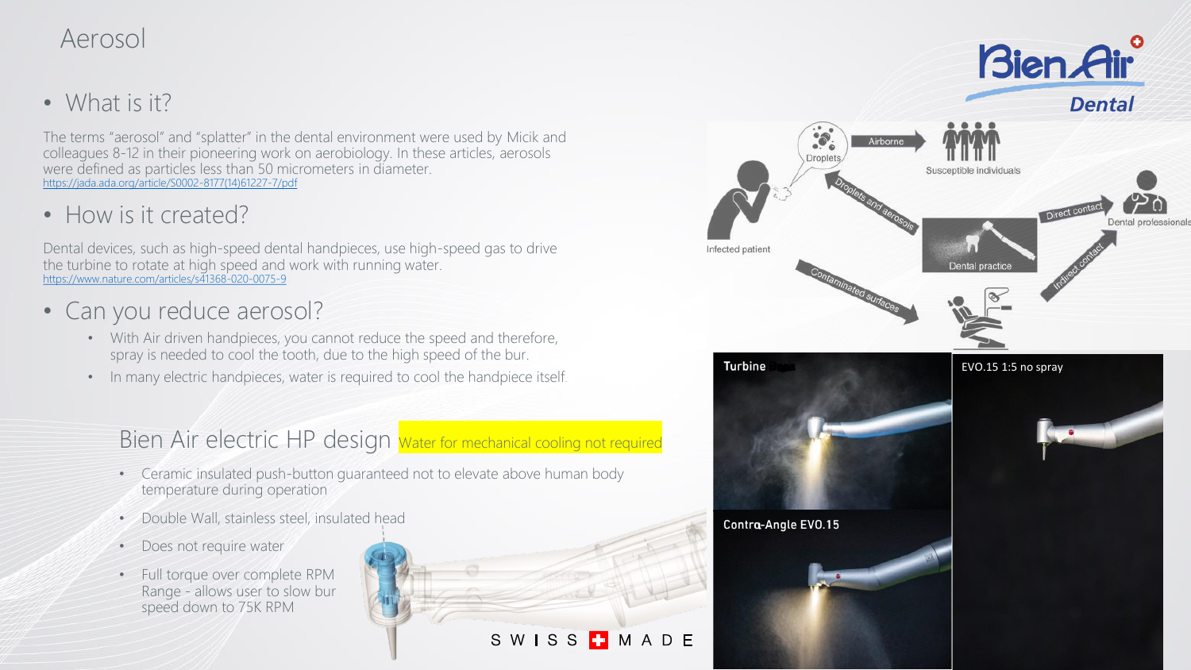# Aerosol

- What is it?

The terms "aerosol" and "splatter" in the dental environment were used by Micik and colleagues 8-12 in their pioneering work on aerobiology. In these articles, aerosols were defined as particles less than 50 micrometers in diameter.
https://jada.ada.org/article/S0002-8177(14)61227-7/pdf

- How is it created?

Dental devices, such as high-speed dental handpieces, use high-speed gas to drive the turbine to rotate at high speed and work with running water.
https://www.nature.com/articles/s41368-020-0075-9

- Can you reduce aerosol?
  - With Air driven handpieces, you cannot reduce the speed and therefore, spray is needed to cool the tooth, due to the high speed of the bur.
  - In many electric handpieces, water is required to cool the handpiece itself.

## Bien Air electric HP design

Water for mechanical cooling not required

- Ceramic insulated push-button guaranteed not to elevate above human body temperature during operation
- Double Wall, stainless steel, insulated head
- Does not require water
- Full torque over complete RPM Range - allows user to slow bur speed down to 75K RPM

SWISS MADE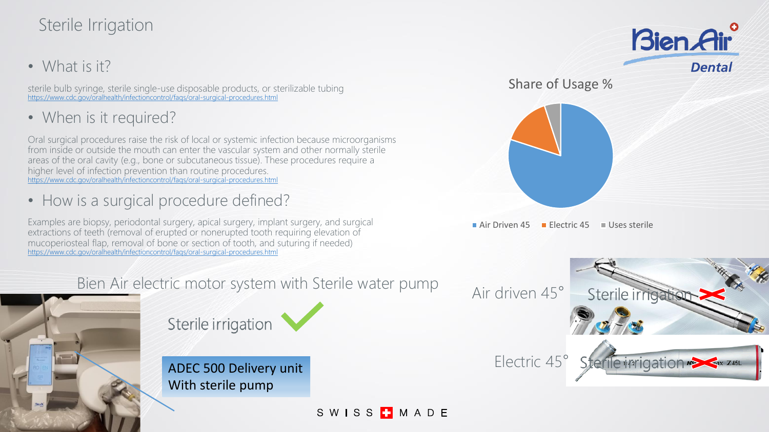# Sterile Irrigation

- What is it?

sterile bulb syringe, sterile single-use disposable products, or sterilizable tubing
https://www.cdc.gov/oralhealth/infectioncontrol/faqs/oral-surgical-procedures.html

- When is it required?

Oral surgical procedures raise the risk of local or systemic infection because microorganisms from inside or outside the mouth can enter the vascular system and other normally sterile areas of the oral cavity (e.g., bone or subcutaneous tissue). These procedures require a higher level of infection prevention than routine procedures.
https://www.cdc.gov/oralhealth/infectioncontrol/faqs/oral-surgical-procedures.html

- How is a surgical procedure defined?

Examples are biopsy, periodontal surgery, apical surgery, implant surgery, and surgical extractions of teeth (removal of erupted or nonerupted tooth requiring elevation of mucoperiosteal flap, removal of bone or section of tooth, and suturing if needed)
https://www.cdc.gov/oralhealth/infectioncontrol/faqs/oral-surgical-procedures.html

Bien Air electric motor system with Sterile water pump

Sterile irrigation ✓

ADEC 500 Delivery unit
With sterile pump

Share of Usage %

- Air Driven 45
- Electric 45
- Uses sterile

Air driven 45° — Sterile irrigation ✗

Electric 45° — Sterile irrigation ✗

Bien Air Dental

SWISS MADE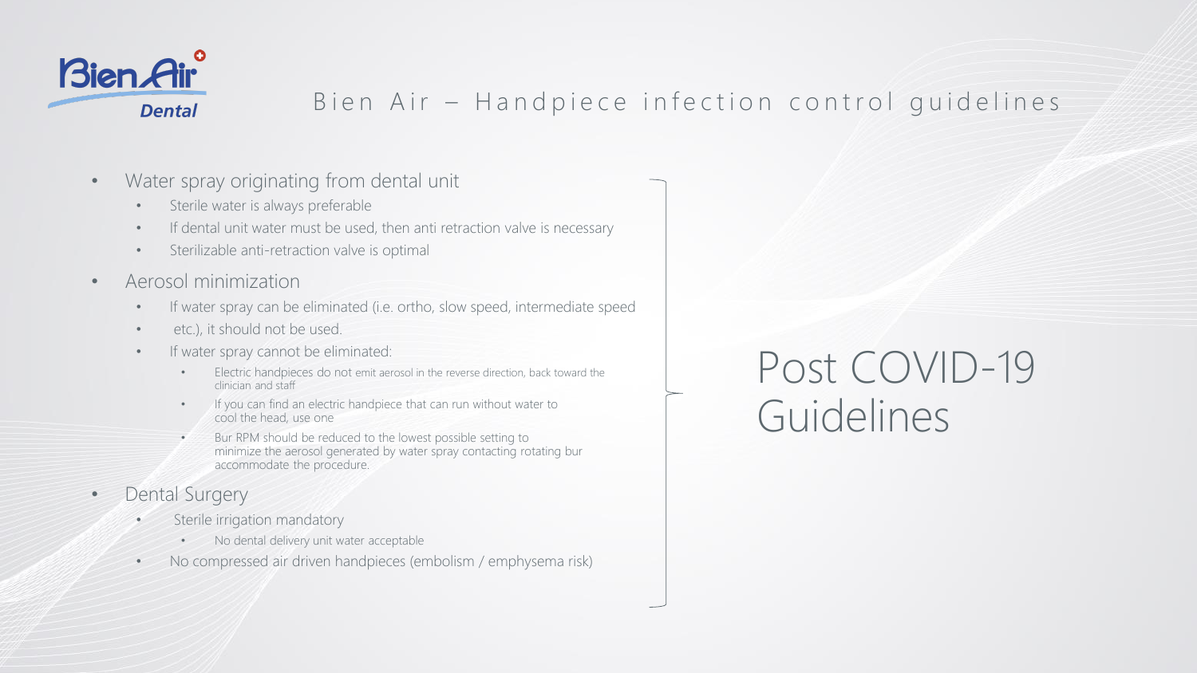# Bien Air – Handpiece infection control guidelines

- Water spray originating from dental unit
  - Sterile water is always preferable
  - If dental unit water must be used, then anti retraction valve is necessary
  - Sterilizable anti-retraction valve is optimal
- Aerosol minimization
  - If water spray can be eliminated (i.e. ortho, slow speed, intermediate speed
  - etc.), it should not be used.
  - If water spray cannot be eliminated:
    - Electric handpieces do not emit aerosol in the reverse direction, back toward the clinician and staff
    - If you can find an electric handpiece that can run without water to cool the head, use one
    - Bur RPM should be reduced to the lowest possible setting to minimize the aerosol generated by water spray contacting rotating bur accommodate the procedure.
- Dental Surgery
  - Sterile irrigation mandatory
    - No dental delivery unit water acceptable
  - No compressed air driven handpieces (embolism / emphysema risk)

## Post COVID-19 Guidelines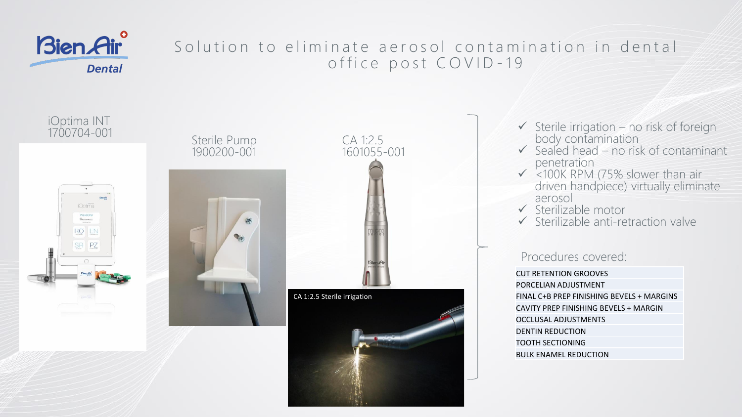# Solution to eliminate aerosol contamination in dental office post COVID-19

iOptima INT
1700704-001

Sterile Pump
1900200-001

CA 1:2.5
1601055-001

CA 1:2.5 Sterile irrigation

- ✓ Sterile irrigation – no risk of foreign body contamination
- ✓ Sealed head – no risk of contaminant penetration
- ✓ <100K RPM (75% slower than air driven handpiece) virtually eliminate aerosol
- ✓ Sterilizable motor
- ✓ Sterilizable anti-retraction valve

Procedures covered:

| |
|---|
| CUT RETENTION GROOVES |
| PORCELIAN ADJUSTMENT |
| FINAL C+B PREP FINISHING BEVELS + MARGINS |
| CAVITY PREP FINISHING BEVELS + MARGIN |
| OCCLUSAL ADJUSTMENTS |
| DENTIN REDUCTION |
| TOOTH SECTIONING |
| BULK ENAMEL REDUCTION |